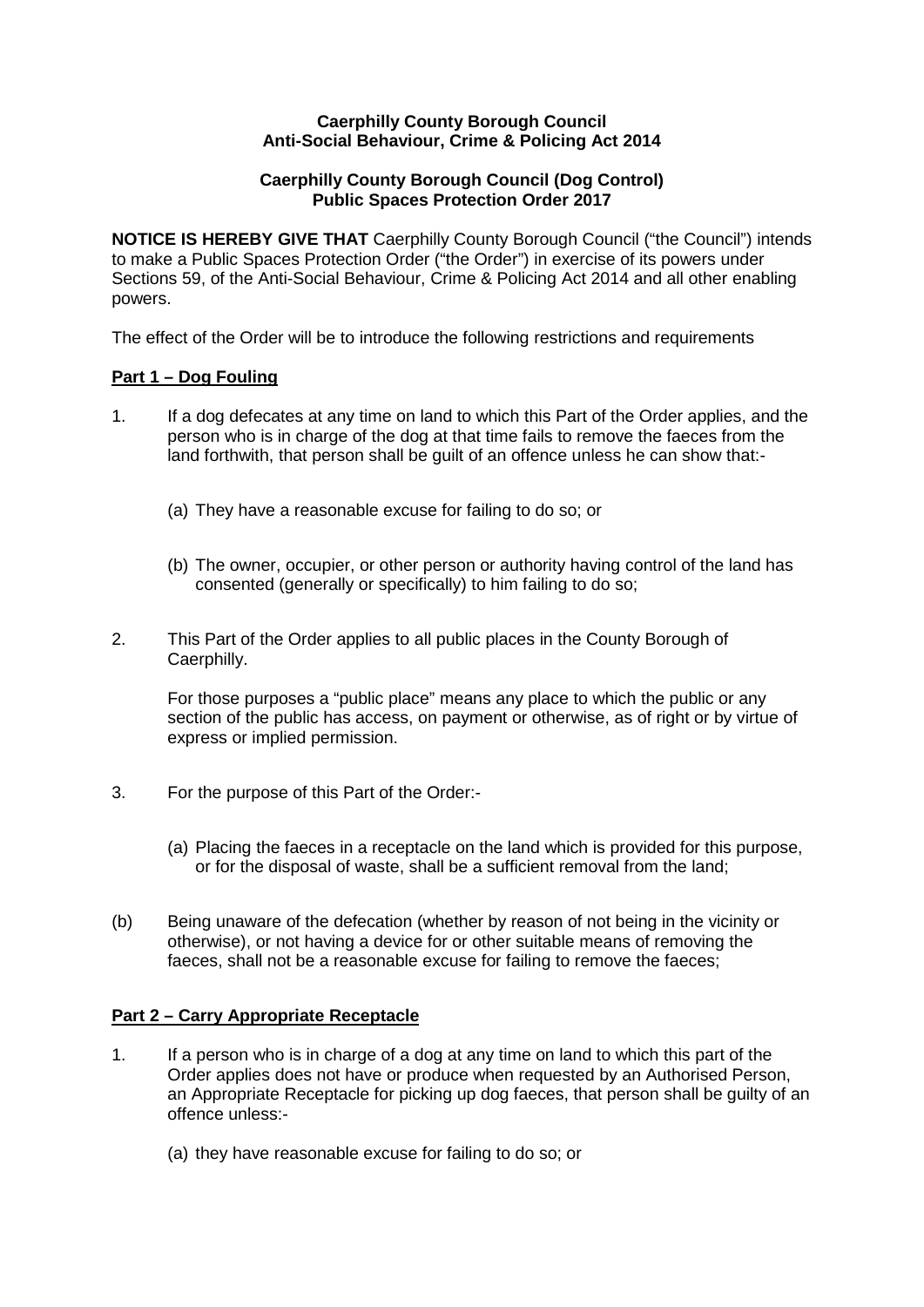**Caerphilly County Borough Council**
**Anti-Social Behaviour, Crime & Policing Act 2014**

**Caerphilly County Borough Council (Dog Control)**
**Public Spaces Protection Order 2017**

**NOTICE IS HEREBY GIVE THAT** Caerphilly County Borough Council ("the Council") intends to make a Public Spaces Protection Order ("the Order") in exercise of its powers under Sections 59, of the Anti-Social Behaviour, Crime & Policing Act 2014 and all other enabling powers.

The effect of the Order will be to introduce the following restrictions and requirements

**Part 1 – Dog Fouling**

1. If a dog defecates at any time on land to which this Part of the Order applies, and the person who is in charge of the dog at that time fails to remove the faeces from the land forthwith, that person shall be guilt of an offence unless he can show that:-

    (a) They have a reasonable excuse for failing to do so; or

    (b) The owner, occupier, or other person or authority having control of the land has consented (generally or specifically) to him failing to do so;

2. This Part of the Order applies to all public places in the County Borough of Caerphilly.

    For those purposes a "public place" means any place to which the public or any section of the public has access, on payment or otherwise, as of right or by virtue of express or implied permission.

3. For the purpose of this Part of the Order:-

    (a) Placing the faeces in a receptacle on the land which is provided for this purpose, or for the disposal of waste, shall be a sufficient removal from the land;

(b) Being unaware of the defecation (whether by reason of not being in the vicinity or otherwise), or not having a device for or other suitable means of removing the faeces, shall not be a reasonable excuse for failing to remove the faeces;

**Part 2 – Carry Appropriate Receptacle**

1. If a person who is in charge of a dog at any time on land to which this part of the Order applies does not have or produce when requested by an Authorised Person, an Appropriate Receptacle for picking up dog faeces, that person shall be guilty of an offence unless:-

    (a) they have reasonable excuse for failing to do so; or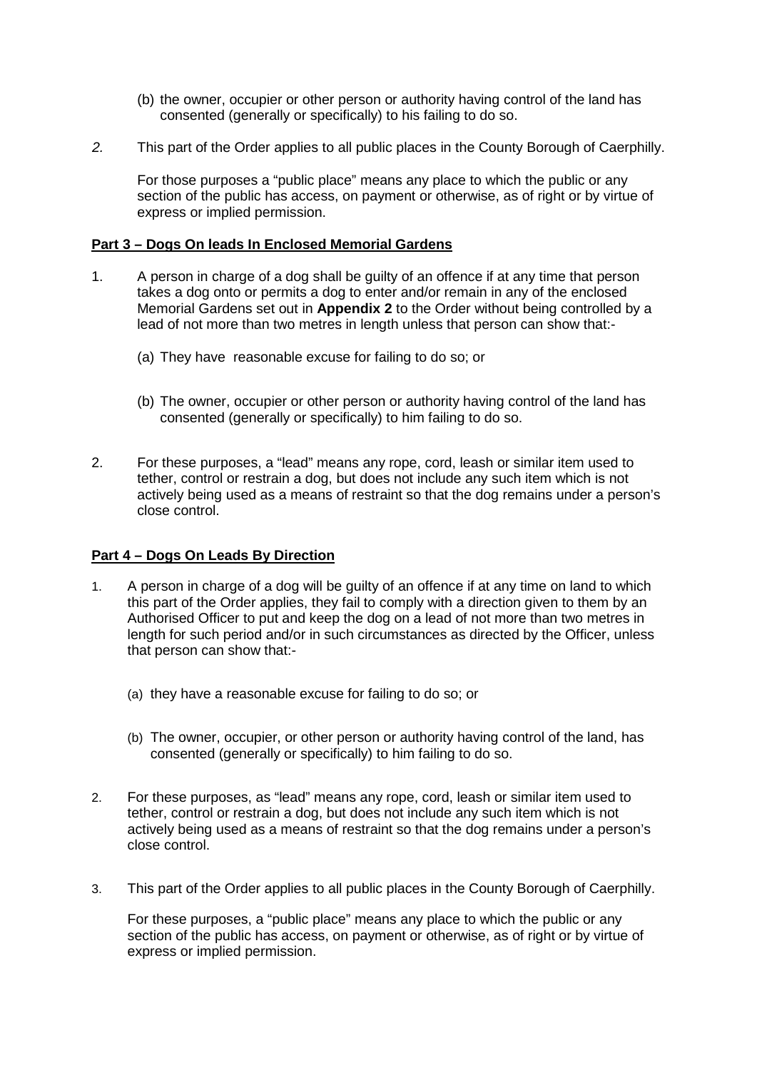(b) the owner, occupier or other person or authority having control of the land has consented (generally or specifically) to his failing to do so.

*2.* This part of the Order applies to all public places in the County Borough of Caerphilly.

For those purposes a "public place" means any place to which the public or any section of the public has access, on payment or otherwise, as of right or by virtue of express or implied permission.

## Part 3 – Dogs On leads In Enclosed Memorial Gardens

1. A person in charge of a dog shall be guilty of an offence if at any time that person takes a dog onto or permits a dog to enter and/or remain in any of the enclosed Memorial Gardens set out in **Appendix 2** to the Order without being controlled by a lead of not more than two metres in length unless that person can show that:-

   (a) They have reasonable excuse for failing to do so; or

   (b) The owner, occupier or other person or authority having control of the land has consented (generally or specifically) to him failing to do so.

2. For these purposes, a "lead" means any rope, cord, leash or similar item used to tether, control or restrain a dog, but does not include any such item which is not actively being used as a means of restraint so that the dog remains under a person's close control.

## Part 4 – Dogs On Leads By Direction

1. A person in charge of a dog will be guilty of an offence if at any time on land to which this part of the Order applies, they fail to comply with a direction given to them by an Authorised Officer to put and keep the dog on a lead of not more than two metres in length for such period and/or in such circumstances as directed by the Officer, unless that person can show that:-

   (a) they have a reasonable excuse for failing to do so; or

   (b) The owner, occupier, or other person or authority having control of the land, has consented (generally or specifically) to him failing to do so.

2. For these purposes, as "lead" means any rope, cord, leash or similar item used to tether, control or restrain a dog, but does not include any such item which is not actively being used as a means of restraint so that the dog remains under a person's close control.

3. This part of the Order applies to all public places in the County Borough of Caerphilly.

   For these purposes, a "public place" means any place to which the public or any section of the public has access, on payment or otherwise, as of right or by virtue of express or implied permission.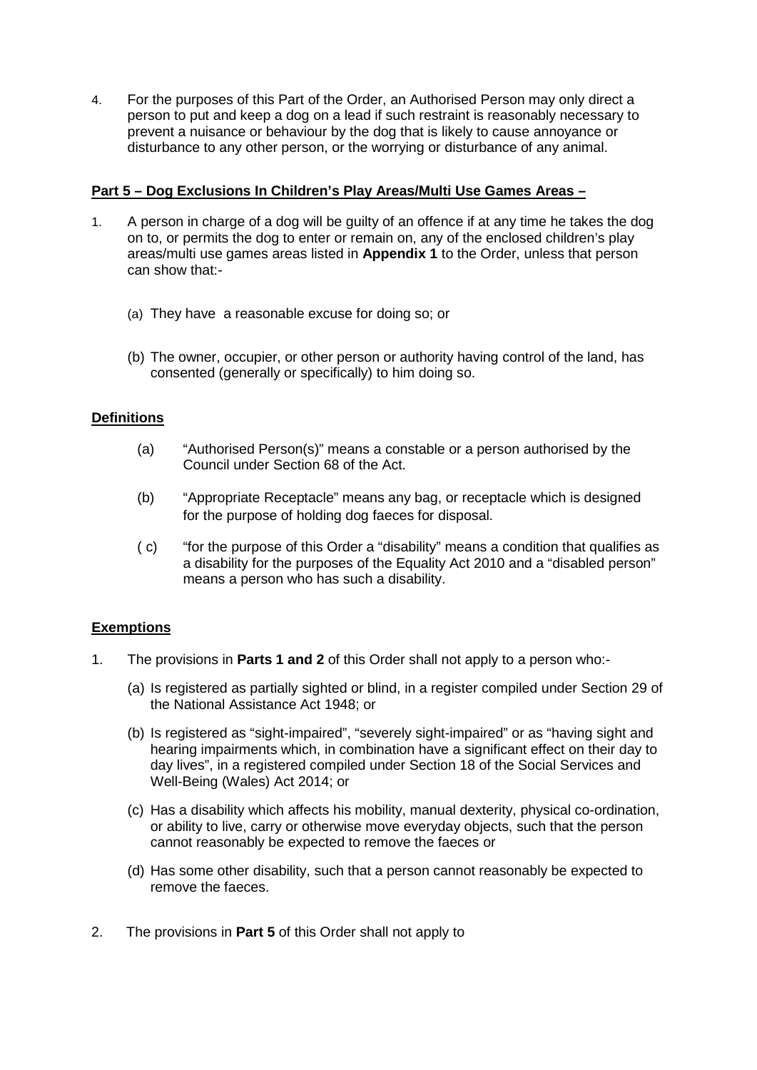4. For the purposes of this Part of the Order, an Authorised Person may only direct a person to put and keep a dog on a lead if such restraint is reasonably necessary to prevent a nuisance or behaviour by the dog that is likely to cause annoyance or disturbance to any other person, or the worrying or disturbance of any animal.

**Part 5 – Dog Exclusions In Children's Play Areas/Multi Use Games Areas –**

1. A person in charge of a dog will be guilty of an offence if at any time he takes the dog on to, or permits the dog to enter or remain on, any of the enclosed children's play areas/multi use games areas listed in **Appendix 1** to the Order, unless that person can show that:-

   (a) They have a reasonable excuse for doing so; or

   (b) The owner, occupier, or other person or authority having control of the land, has consented (generally or specifically) to him doing so.

**Definitions**

(a) "Authorised Person(s)" means a constable or a person authorised by the Council under Section 68 of the Act.

(b) "Appropriate Receptacle" means any bag, or receptacle which is designed for the purpose of holding dog faeces for disposal.

( c) "for the purpose of this Order a "disability" means a condition that qualifies as a disability for the purposes of the Equality Act 2010 and a "disabled person" means a person who has such a disability.

**Exemptions**

1. The provisions in **Parts 1 and 2** of this Order shall not apply to a person who:-

   (a) Is registered as partially sighted or blind, in a register compiled under Section 29 of the National Assistance Act 1948; or

   (b) Is registered as "sight-impaired", "severely sight-impaired" or as "having sight and hearing impairments which, in combination have a significant effect on their day to day lives", in a registered compiled under Section 18 of the Social Services and Well-Being (Wales) Act 2014; or

   (c) Has a disability which affects his mobility, manual dexterity, physical co-ordination, or ability to live, carry or otherwise move everyday objects, such that the person cannot reasonably be expected to remove the faeces or

   (d) Has some other disability, such that a person cannot reasonably be expected to remove the faeces.

2. The provisions in **Part 5** of this Order shall not apply to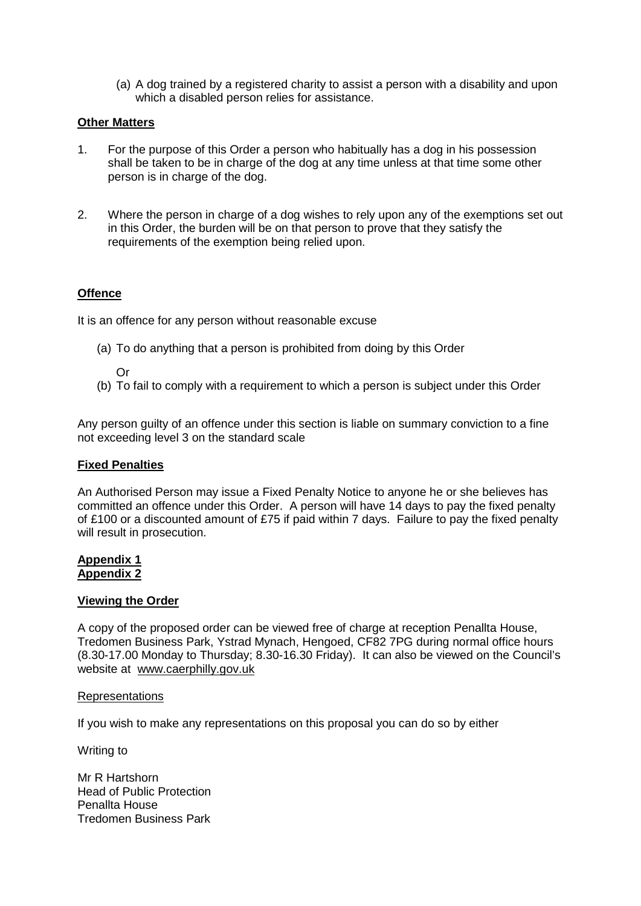(a) A dog trained by a registered charity to assist a person with a disability and upon which a disabled person relies for assistance.

**Other Matters**

1. For the purpose of this Order a person who habitually has a dog in his possession shall be taken to be in charge of the dog at any time unless at that time some other person is in charge of the dog.

2. Where the person in charge of a dog wishes to rely upon any of the exemptions set out in this Order, the burden will be on that person to prove that they satisfy the requirements of the exemption being relied upon.

**Offence**

It is an offence for any person without reasonable excuse

(a) To do anything that a person is prohibited from doing by this Order

Or

(b) To fail to comply with a requirement to which a person is subject under this Order

Any person guilty of an offence under this section is liable on summary conviction to a fine not exceeding level 3 on the standard scale

**Fixed Penalties**

An Authorised Person may issue a Fixed Penalty Notice to anyone he or she believes has committed an offence under this Order. A person will have 14 days to pay the fixed penalty of £100 or a discounted amount of £75 if paid within 7 days. Failure to pay the fixed penalty will result in prosecution.

**Appendix 1**
**Appendix 2**

**Viewing the Order**

A copy of the proposed order can be viewed free of charge at reception Penallta House, Tredomen Business Park, Ystrad Mynach, Hengoed, CF82 7PG during normal office hours (8.30-17.00 Monday to Thursday; 8.30-16.30 Friday). It can also be viewed on the Council's website at www.caerphilly.gov.uk

Representations

If you wish to make any representations on this proposal you can do so by either

Writing to

Mr R Hartshorn
Head of Public Protection
Penallta House
Tredomen Business Park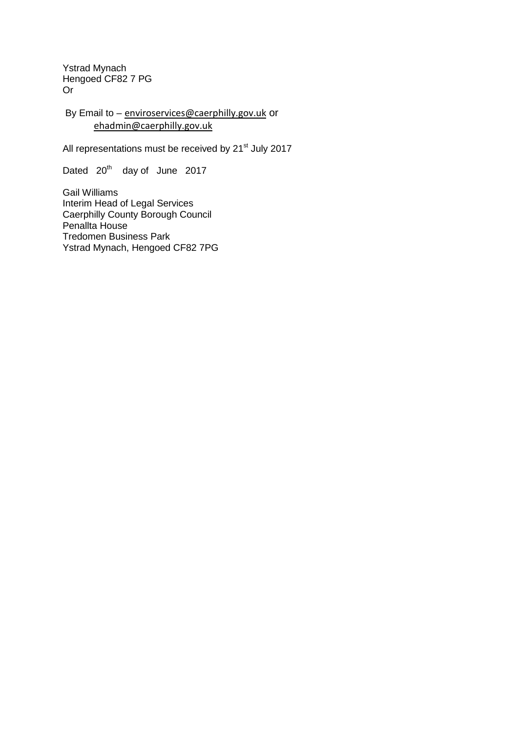Ystrad Mynach
Hengoed CF82 7 PG
Or

By Email to – enviroservices@caerphilly.gov.uk or
ehadmin@caerphilly.gov.uk

All representations must be received by 21st July 2017

Dated 20th day of June 2017

Gail Williams
Interim Head of Legal Services
Caerphilly County Borough Council
Penallta House
Tredomen Business Park
Ystrad Mynach, Hengoed CF82 7PG